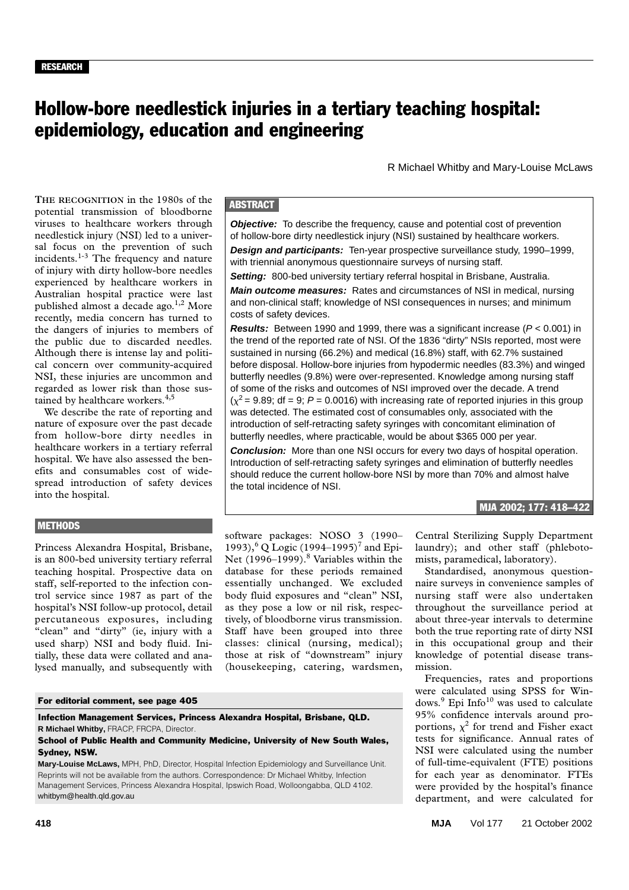RESEARCH

# Hollow-bore needlestick injuries in a tertiary teaching hospital: epidemiology, education and engineering

R Michael Whitby and Mary-Louise McLaws

## ABSTRACT

***Objective:*** To describe the frequency, cause and potential cost of prevention of hollow-bore dirty needlestick injury (NSI) sustained by healthcare workers.

***Design and participants:*** Ten-year prospective surveillance study, 1990–1999, with triennial anonymous questionnaire surveys of nursing staff.

***Setting:*** 800-bed university tertiary referral hospital in Brisbane, Australia.

***Main outcome measures:*** Rates and circumstances of NSI in medical, nursing and non-clinical staff; knowledge of NSI consequences in nurses; and minimum costs of safety devices.

***Results:*** Between 1990 and 1999, there was a significant increase ($P < 0.001$) in the trend of the reported rate of NSI. Of the 1836 "dirty" NSIs reported, most were sustained in nursing (66.2%) and medical (16.8%) staff, with 62.7% sustained before disposal. Hollow-bore injuries from hypodermic needles (83.3%) and winged butterfly needles (9.8%) were over-represented. Knowledge among nursing staff of some of the risks and outcomes of NSI improved over the decade. A trend ($\chi^2 = 9.89$; df = 9; $P = 0.0016$) with increasing rate of reported injuries in this group was detected. The estimated cost of consumables only, associated with the introduction of self-retracting safety syringes with concomitant elimination of butterfly needles, where practicable, would be about $365 000 per year.

***Conclusion:*** More than one NSI occurs for every two days of hospital operation. Introduction of self-retracting safety syringes and elimination of butterfly needles should reduce the current hollow-bore NSI by more than 70% and almost halve the total incidence of NSI.

MJA 2002; 177: 418–422

THE RECOGNITION in the 1980s of the potential transmission of bloodborne viruses to healthcare workers through needlestick injury (NSI) led to a universal focus on the prevention of such incidents.[1-3] The frequency and nature of injury with dirty hollow-bore needles experienced by healthcare workers in Australian hospital practice were last published almost a decade ago.[1,2] More recently, media concern has turned to the dangers of injuries to members of the public due to discarded needles. Although there is intense lay and political concern over community-acquired NSI, these injuries are uncommon and regarded as lower risk than those sustained by healthcare workers.[4,5]

We describe the rate of reporting and nature of exposure over the past decade from hollow-bore dirty needles in healthcare workers in a tertiary referral hospital. We have also assessed the benefits and consumables cost of widespread introduction of safety devices into the hospital.

## METHODS

Princess Alexandra Hospital, Brisbane, is an 800-bed university tertiary referral teaching hospital. Prospective data on staff, self-reported to the infection control service since 1987 as part of the hospital's NSI follow-up protocol, detail percutaneous exposures, including "clean" and "dirty" (ie, injury with a used sharp) NSI and body fluid. Initially, these data were collated and analysed manually, and subsequently with software packages: NOSO 3 (1990–1993),[6] Q Logic (1994–1995)[7] and Epi-Net (1996–1999).[8] Variables within the database for these periods remained essentially unchanged. We excluded body fluid exposures and "clean" NSI, as they pose a low or nil risk, respectively, of bloodborne virus transmission. Staff have been grouped into three classes: clinical (nursing, medical); those at risk of "downstream" injury (housekeeping, catering, wardsmen, Central Sterilizing Supply Department laundry); and other staff (phlebotomists, paramedical, laboratory).

Standardised, anonymous questionnaire surveys in convenience samples of nursing staff were also undertaken throughout the surveillance period at about three-year intervals to determine both the true reporting rate of dirty NSI in this occupational group and their knowledge of potential disease transmission.

Frequencies, rates and proportions were calculated using SPSS for Windows.[9] Epi Info[10] was used to calculate 95% confidence intervals around proportions, $\chi^2$ for trend and Fisher exact tests for significance. Annual rates of NSI were calculated using the number of full-time-equivalent (FTE) positions for each year as denominator. FTEs were provided by the hospital's finance department, and were calculated for

**For editorial comment, see page 405**

**Infection Management Services, Princess Alexandra Hospital, Brisbane, QLD.**
**R Michael Whitby,** FRACP, FRCPA, Director.

**School of Public Health and Community Medicine, University of New South Wales, Sydney, NSW.**
**Mary-Louise McLaws,** MPH, PhD, Director, Hospital Infection Epidemiology and Surveillance Unit.

Reprints will not be available from the authors. Correspondence: Dr Michael Whitby, Infection Management Services, Princess Alexandra Hospital, Ipswich Road, Wolloongabba, QLD 4102. whitbym@health.qld.gov.au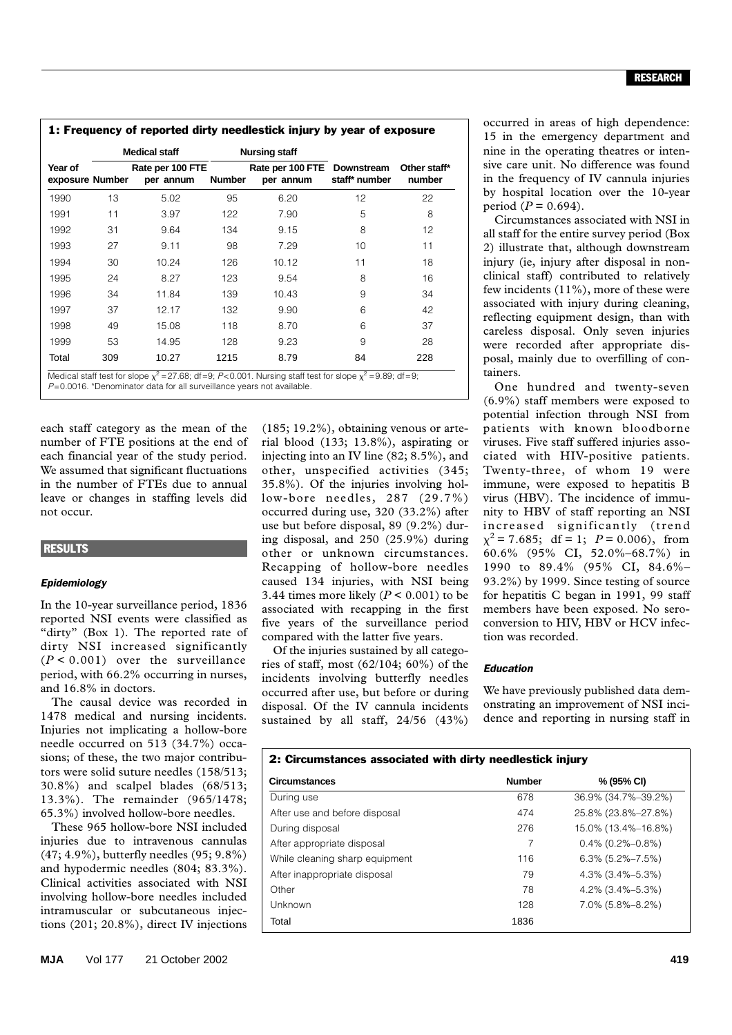**1: Frequency of reported dirty needlestick injury by year of exposure**

| Year of exposure | Medical staff | | Nursing staff | | Downstream staff* number | Other staff* number |
|---|---|---|---|---|---|---|
| | Number | Rate per 100 FTE per annum | Number | Rate per 100 FTE per annum | | |
| 1990 | 13 | 5.02 | 95 | 6.20 | 12 | 22 |
| 1991 | 11 | 3.97 | 122 | 7.90 | 5 | 8 |
| 1992 | 31 | 9.64 | 134 | 9.15 | 8 | 12 |
| 1993 | 27 | 9.11 | 98 | 7.29 | 10 | 11 |
| 1994 | 30 | 10.24 | 126 | 10.12 | 11 | 18 |
| 1995 | 24 | 8.27 | 123 | 9.54 | 8 | 16 |
| 1996 | 34 | 11.84 | 139 | 10.43 | 9 | 34 |
| 1997 | 37 | 12.17 | 132 | 9.90 | 6 | 42 |
| 1998 | 49 | 15.08 | 118 | 8.70 | 6 | 37 |
| 1999 | 53 | 14.95 | 128 | 9.23 | 9 | 28 |
| Total | 309 | 10.27 | 1215 | 8.79 | 84 | 228 |

Medical staff test for slope $\chi^2 = 27.68$; df = 9; $P < 0.001$. Nursing staff test for slope $\chi^2 = 9.89$; df = 9; $P = 0.0016$. *Denominator data for all surveillance years not available.

each staff category as the mean of the number of FTE positions at the end of each financial year of the study period. We assumed that significant fluctuations in the number of FTEs due to annual leave or changes in staffing levels did not occur.

## RESULTS

### *Epidemiology*

In the 10-year surveillance period, 1836 reported NSI events were classified as "dirty" (Box 1). The reported rate of dirty NSI increased significantly ($P < 0.001$) over the surveillance period, with 66.2% occurring in nurses, and 16.8% in doctors.

The causal device was recorded in 1478 medical and nursing incidents. Injuries not implicating a hollow-bore needle occurred on 513 (34.7%) occasions; of these, the two major contributors were solid suture needles (158/513; 30.8%) and scalpel blades (68/513; 13.3%). The remainder (965/1478; 65.3%) involved hollow-bore needles.

These 965 hollow-bore NSI included injuries due to intravenous cannulas (47; 4.9%), butterfly needles (95; 9.8%) and hypodermic needles (804; 83.3%). Clinical activities associated with NSI involving hollow-bore needles included intramuscular or subcutaneous injections (201; 20.8%), direct IV injections (185; 19.2%), obtaining venous or arterial blood (133; 13.8%), aspirating or injecting into an IV line (82; 8.5%), and other, unspecified activities (345; 35.8%). Of the injuries involving hollow-bore needles, 287 (29.7%) occurred during use, 320 (33.2%) after use but before disposal, 89 (9.2%) during disposal, and 250 (25.9%) during other or unknown circumstances. Recapping of hollow-bore needles caused 134 injuries, with NSI being 3.44 times more likely ($P < 0.001$) to be associated with recapping in the first five years of the surveillance period compared with the latter five years.

Of the injuries sustained by all categories of staff, most (62/104; 60%) of the incidents involving butterfly needles occurred after use, but before or during disposal. Of the IV cannula incidents sustained by all staff, 24/56 (43%) occurred in areas of high dependence: 15 in the emergency department and nine in the operating theatres or intensive care unit. No difference was found in the frequency of IV cannula injuries by hospital location over the 10-year period ($P = 0.694$).

Circumstances associated with NSI in all staff for the entire survey period (Box 2) illustrate that, although downstream injury (ie, injury after disposal in non-clinical staff) contributed to relatively few incidents (11%), more of these were associated with injury during cleaning, reflecting equipment design, than with careless disposal. Only seven injuries were recorded after appropriate disposal, mainly due to overfilling of containers.

One hundred and twenty-seven (6.9%) staff members were exposed to potential infection through NSI from patients with known bloodborne viruses. Five staff suffered injuries associated with HIV-positive patients. Twenty-three, of whom 19 were immune, were exposed to hepatitis B virus (HBV). The incidence of immunity to HBV of staff reporting an NSI increased significantly (trend $\chi^2 = 7.685$; df = 1; $P = 0.006$), from 60.6% (95% CI, 52.0%–68.7%) in 1990 to 89.4% (95% CI, 84.6%–93.2%) by 1999. Since testing of source for hepatitis C began in 1991, 99 staff members have been exposed. No seroconversion to HIV, HBV or HCV infection was recorded.

### *Education*

We have previously published data demonstrating an improvement of NSI incidence and reporting in nursing staff in

**2: Circumstances associated with dirty needlestick injury**

| Circumstances | Number | % (95% CI) |
|---|---|---|
| During use | 678 | 36.9% (34.7%–39.2%) |
| After use and before disposal | 474 | 25.8% (23.8%–27.8%) |
| During disposal | 276 | 15.0% (13.4%–16.8%) |
| After appropriate disposal | 7 | 0.4% (0.2%–0.8%) |
| While cleaning sharp equipment | 116 | 6.3% (5.2%–7.5%) |
| After inappropriate disposal | 79 | 4.3% (3.4%–5.3%) |
| Other | 78 | 4.2% (3.4%–5.3%) |
| Unknown | 128 | 7.0% (5.8%–8.2%) |
| Total | 1836 | |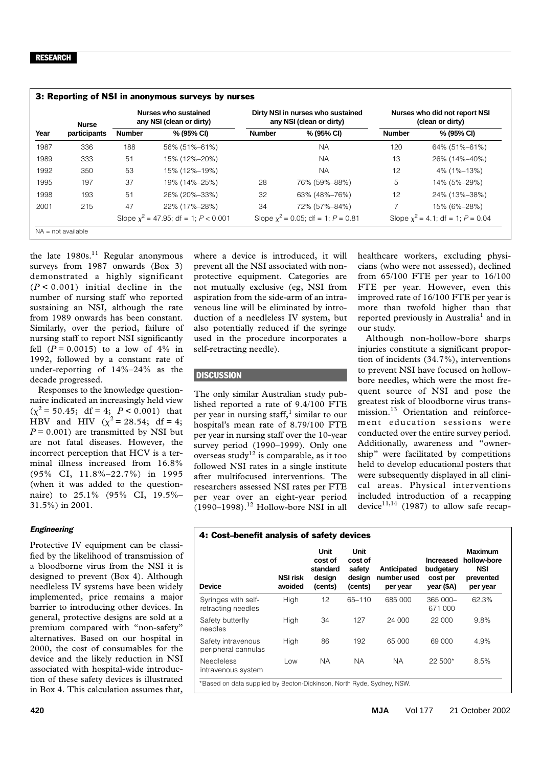### 3: Reporting of NSI in anonymous surveys by nurses

| Year | Nurse participants | Nurses who sustained any NSI (clean or dirty) | | Dirty NSI in nurses who sustained any NSI (clean or dirty) | | Nurses who did not report NSI (clean or dirty) | |
|---|---|---|---|---|---|---|---|
| | | Number | % (95% CI) | Number | % (95% CI) | Number | % (95% CI) |
| 1987 | 336 | 188 | 56% (51%–61%) | | NA | 120 | 64% (51%–61%) |
| 1989 | 333 | 51 | 15% (12%–20%) | | NA | 13 | 26% (14%–40%) |
| 1992 | 350 | 53 | 15% (12%–19%) | | NA | 12 | 4% (1%–13%) |
| 1995 | 197 | 37 | 19% (14%–25%) | 28 | 76% (59%–88%) | 5 | 14% (5%–29%) |
| 1998 | 193 | 51 | 26% (20%–33%) | 32 | 63% (48%–76%) | 12 | 24% (13%–38%) |
| 2001 | 215 | 47 | 22% (17%–28%) | 34 | 72% (57%–84%) | 7 | 15% (6%–28%) |
| | | Slope $\chi^2$ = 47.95; df = 1; $P$ < 0.001 | | Slope $\chi^2$ = 0.05; df = 1; $P$ = 0.81 | | Slope $\chi^2$ = 4.1; df = 1; $P$ = 0.04 | |

NA = not available

the late 1980s.[11] Regular anonymous surveys from 1987 onwards (Box 3) demonstrated a highly significant ($P$ < 0.001) initial decline in the number of nursing staff who reported sustaining an NSI, although the rate from 1989 onwards has been constant. Similarly, over the period, failure of nursing staff to report NSI significantly fell ($P$ = 0.0015) to a low of 4% in 1992, followed by a constant rate of under-reporting of 14%–24% as the decade progressed.

Responses to the knowledge questionnaire indicated an increasingly held view ($\chi^2$ = 50.45; df = 4; $P$ < 0.001) that HBV and HIV ($\chi^2$ = 28.54; df = 4; $P$ = 0.001) are transmitted by NSI but are not fatal diseases. However, the incorrect perception that HCV is a terminal illness increased from 16.8% (95% CI, 11.8%–22.7%) in 1995 (when it was added to the questionnaire) to 25.1% (95% CI, 19.5%–31.5%) in 2001.

#### *Engineering*

Protective IV equipment can be classified by the likelihood of transmission of a bloodborne virus from the NSI it is designed to prevent (Box 4). Although needleless IV systems have been widely implemented, price remains a major barrier to introducing other devices. In general, protective designs are sold at a premium compared with "non-safety" alternatives. Based on our hospital in 2000, the cost of consumables for the device and the likely reduction in NSI associated with hospital-wide introduction of these safety devices is illustrated in Box 4. This calculation assumes that, where a device is introduced, it will prevent all the NSI associated with non-protective equipment. Categories are not mutually exclusive (eg, NSI from aspiration from the side-arm of an intravenous line will be eliminated by introduction of a needleless IV system, but also potentially reduced if the syringe used in the procedure incorporates a self-retracting needle).

## DISCUSSION

The only similar Australian study published reported a rate of 9.4/100 FTE per year in nursing staff,[1] similar to our hospital's mean rate of 8.79/100 FTE per year in nursing staff over the 10-year survey period (1990–1999). Only one overseas study[12] is comparable, as it too followed NSI rates in a single institute after multifocused interventions. The researchers assessed NSI rates per FTE per year over an eight-year period (1990–1998).[12] Hollow-bore NSI in all healthcare workers, excluding physicians (who were not assessed), declined from 65/100 FTE per year to 16/100 FTE per year. However, even this improved rate of 16/100 FTE per year is more than twofold higher than that reported previously in Australia[1] and in our study.

Although non-hollow-bore sharps injuries constitute a significant proportion of incidents (34.7%), interventions to prevent NSI have focused on hollow-bore needles, which were the most frequent source of NSI and pose the greatest risk of bloodborne virus transmission.[13] Orientation and reinforcement education sessions were conducted over the entire survey period. Additionally, awareness and "ownership" were facilitated by competitions held to develop educational posters that were subsequently displayed in all clinical areas. Physical interventions included introduction of a recapping device[11,14] (1987) to allow safe recap-

### 4: Cost–benefit analysis of safety devices

| Device | NSI risk avoided | Unit cost of standard design (cents) | Unit cost of safety design (cents) | Anticipated number used per year | Increased budgetary cost per year ($A) | Maximum hollow-bore NSI prevented per year |
|---|---|---|---|---|---|---|
| Syringes with self-retracting needles | High | 12 | 65–110 | 685 000 | 365 000–671 000 | 62.3% |
| Safety butterfly needles | High | 34 | 127 | 24 000 | 22 000 | 9.8% |
| Safety intravenous peripheral cannulas | High | 86 | 192 | 65 000 | 69 000 | 4.9% |
| Needleless intravenous system | Low | NA | NA | NA | 22 500* | 8.5% |

*Based on data supplied by Becton-Dickinson, North Ryde, Sydney, NSW.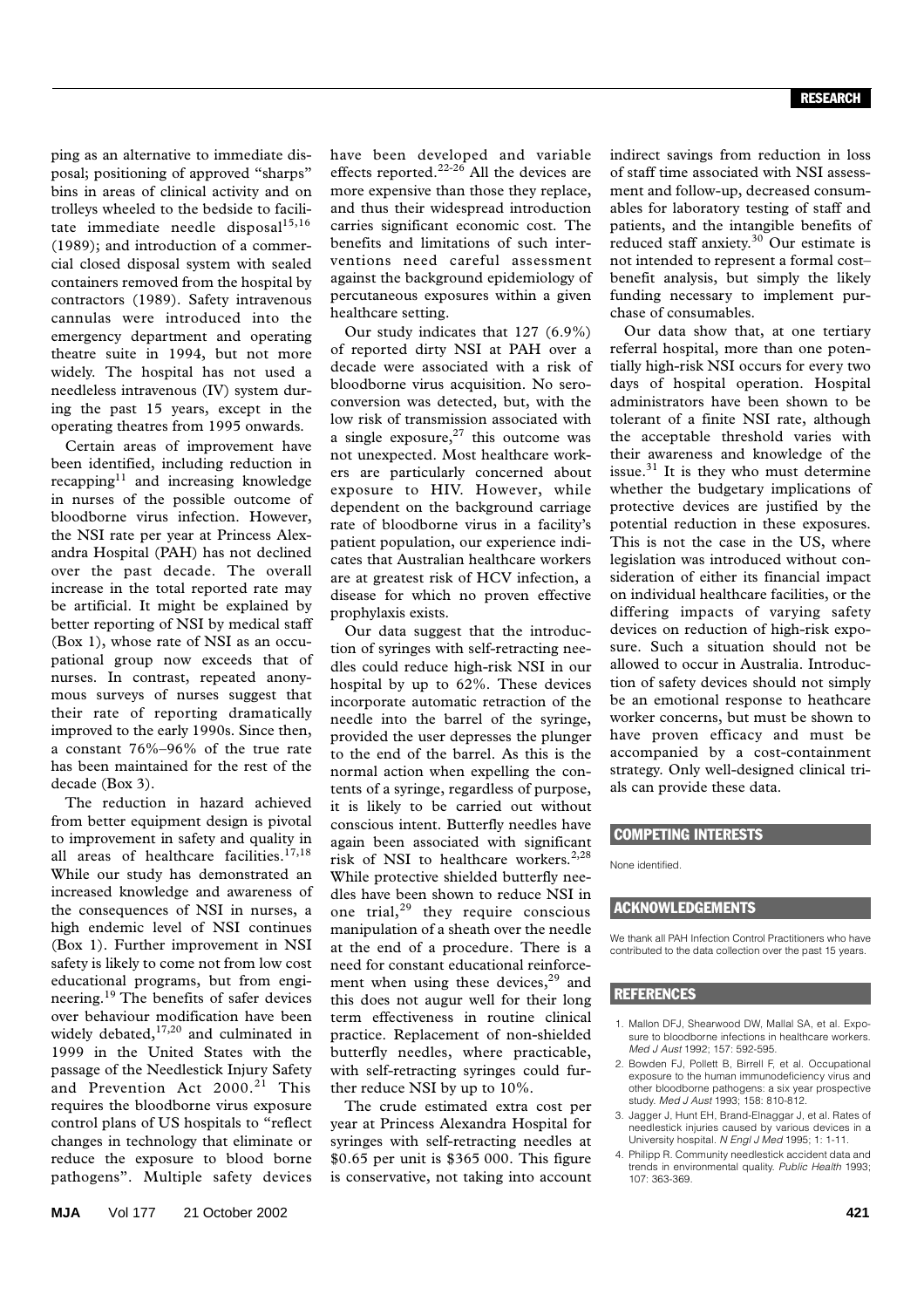ping as an alternative to immediate disposal; positioning of approved "sharps" bins in areas of clinical activity and on trolleys wheeled to the bedside to facilitate immediate needle disposal[15,16] (1989); and introduction of a commercial closed disposal system with sealed containers removed from the hospital by contractors (1989). Safety intravenous cannulas were introduced into the emergency department and operating theatre suite in 1994, but not more widely. The hospital has not used a needleless intravenous (IV) system during the past 15 years, except in the operating theatres from 1995 onwards.

Certain areas of improvement have been identified, including reduction in recapping[11] and increasing knowledge in nurses of the possible outcome of bloodborne virus infection. However, the NSI rate per year at Princess Alexandra Hospital (PAH) has not declined over the past decade. The overall increase in the total reported rate may be artificial. It might be explained by better reporting of NSI by medical staff (Box 1), whose rate of NSI as an occupational group now exceeds that of nurses. In contrast, repeated anonymous surveys of nurses suggest that their rate of reporting dramatically improved to the early 1990s. Since then, a constant 76%–96% of the true rate has been maintained for the rest of the decade (Box 3).

The reduction in hazard achieved from better equipment design is pivotal to improvement in safety and quality in all areas of healthcare facilities.[17,18] While our study has demonstrated an increased knowledge and awareness of the consequences of NSI in nurses, a high endemic level of NSI continues (Box 1). Further improvement in NSI safety is likely to come not from low cost educational programs, but from engineering.[19] The benefits of safer devices over behaviour modification have been widely debated,[17,20] and culminated in 1999 in the United States with the passage of the Needlestick Injury Safety and Prevention Act 2000.[21] This requires the bloodborne virus exposure control plans of US hospitals to "reflect changes in technology that eliminate or reduce the exposure to blood borne pathogens". Multiple safety devices have been developed and variable effects reported.[22-26] All the devices are more expensive than those they replace, and thus their widespread introduction carries significant economic cost. The benefits and limitations of such interventions need careful assessment against the background epidemiology of percutaneous exposures within a given healthcare setting.

Our study indicates that 127 (6.9%) of reported dirty NSI at PAH over a decade were associated with a risk of bloodborne virus acquisition. No seroconversion was detected, but, with the low risk of transmission associated with a single exposure,[27] this outcome was not unexpected. Most healthcare workers are particularly concerned about exposure to HIV. However, while dependent on the background carriage rate of bloodborne virus in a facility's patient population, our experience indicates that Australian healthcare workers are at greatest risk of HCV infection, a disease for which no proven effective prophylaxis exists.

Our data suggest that the introduction of syringes with self-retracting needles could reduce high-risk NSI in our hospital by up to 62%. These devices incorporate automatic retraction of the needle into the barrel of the syringe, provided the user depresses the plunger to the end of the barrel. As this is the normal action when expelling the contents of a syringe, regardless of purpose, it is likely to be carried out without conscious intent. Butterfly needles have again been associated with significant risk of NSI to healthcare workers.[2,28] While protective shielded butterfly needles have been shown to reduce NSI in one trial,[29] they require conscious manipulation of a sheath over the needle at the end of a procedure. There is a need for constant educational reinforcement when using these devices,[29] and this does not augur well for their long term effectiveness in routine clinical practice. Replacement of non-shielded butterfly needles, where practicable, with self-retracting syringes could further reduce NSI by up to 10%.

The crude estimated extra cost per year at Princess Alexandra Hospital for syringes with self-retracting needles at \$0.65 per unit is \$365 000. This figure is conservative, not taking into account indirect savings from reduction in loss of staff time associated with NSI assessment and follow-up, decreased consumables for laboratory testing of staff and patients, and the intangible benefits of reduced staff anxiety.[30] Our estimate is not intended to represent a formal cost–benefit analysis, but simply the likely funding necessary to implement purchase of consumables.

Our data show that, at one tertiary referral hospital, more than one potentially high-risk NSI occurs for every two days of hospital operation. Hospital administrators have been shown to be tolerant of a finite NSI rate, although the acceptable threshold varies with their awareness and knowledge of the issue.[31] It is they who must determine whether the budgetary implications of protective devices are justified by the potential reduction in these exposures. This is not the case in the US, where legislation was introduced without consideration of either its financial impact on individual healthcare facilities, or the differing impacts of varying safety devices on reduction of high-risk exposure. Such a situation should not be allowed to occur in Australia. Introduction of safety devices should not simply be an emotional response to heathcare worker concerns, but must be shown to have proven efficacy and must be accompanied by a cost-containment strategy. Only well-designed clinical trials can provide these data.

## COMPETING INTERESTS

None identified.

## ACKNOWLEDGEMENTS

We thank all PAH Infection Control Practitioners who have contributed to the data collection over the past 15 years.

## REFERENCES

1. Mallon DFJ, Shearwood DW, Mallal SA, et al. Exposure to bloodborne infections in healthcare workers. *Med J Aust* 1992; 157: 592-595.
2. Bowden FJ, Pollett B, Birrell F, et al. Occupational exposure to the human immunodeficiency virus and other bloodborne pathogens: a six year prospective study. *Med J Aust* 1993; 158: 810-812.
3. Jagger J, Hunt EH, Brand-Elnaggar J, et al. Rates of needlestick injuries caused by various devices in a University hospital. *N Engl J Med* 1995; 1: 1-11.
4. Philipp R. Community needlestick accident data and trends in environmental quality. *Public Health* 1993; 107: 363-369.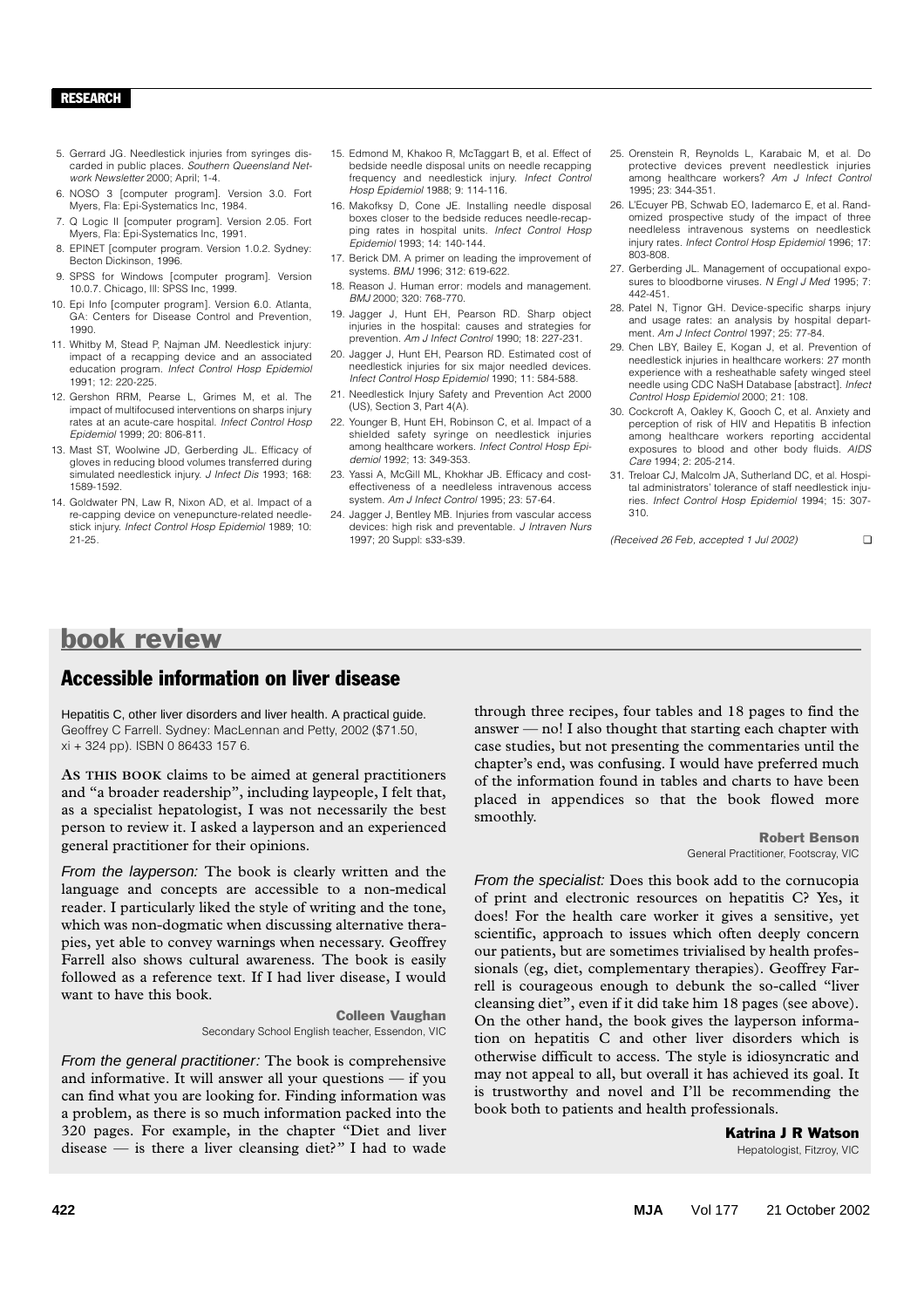5. Gerrard JG. Needlestick injuries from syringes discarded in public places. *Southern Queensland Network Newsletter* 2000; April; 1-4.
6. NOSO 3 [computer program]. Version 3.0. Fort Myers, Fla: Epi-Systematics Inc, 1984.
7. Q Logic II [computer program]. Version 2.05. Fort Myers, Fla: Epi-Systematics Inc, 1991.
8. EPINET [computer program. Version 1.0.2. Sydney: Becton Dickinson, 1996.
9. SPSS for Windows [computer program]. Version 10.0.7. Chicago, Ill: SPSS Inc, 1999.
10. Epi Info [computer program]. Version 6.0. Atlanta, GA: Centers for Disease Control and Prevention, 1990.
11. Whitby M, Stead P, Najman JM. Needlestick injury: impact of a recapping device and an associated education program. *Infect Control Hosp Epidemiol* 1991; 12: 220-225.
12. Gershon RRM, Pearse L, Grimes M, et al. The impact of multifocused interventions on sharps injury rates at an acute-care hospital. *Infect Control Hosp Epidemiol* 1999; 20: 806-811.
13. Mast ST, Woolwine JD, Gerberding JL. Efficacy of gloves in reducing blood volumes transferred during simulated needlestick injury. *J Infect Dis* 1993; 168: 1589-1592.
14. Goldwater PN, Law R, Nixon AD, et al. Impact of a re-capping device on venepuncture-related needlestick injury. *Infect Control Hosp Epidemiol* 1989; 10: 21-25.
15. Edmond M, Khakoo R, McTaggart B, et al. Effect of bedside needle disposal units on needle recapping frequency and needlestick injury. *Infect Control Hosp Epidemiol* 1988; 9: 114-116.
16. Makofksy D, Cone JE. Installing needle disposal boxes closer to the bedside reduces needle-recapping rates in hospital units. *Infect Control Hosp Epidemiol* 1993; 14: 140-144.
17. Berick DM. A primer on leading the improvement of systems. *BMJ* 1996; 312: 619-622.
18. Reason J. Human error: models and management. *BMJ* 2000; 320: 768-770.
19. Jagger J, Hunt EH, Pearson RD. Sharp object injuries in the hospital: causes and strategies for prevention. *Am J Infect Control* 1990; 18: 227-231.
20. Jagger J, Hunt EH, Pearson RD. Estimated cost of needlestick injuries for six major needled devices. *Infect Control Hosp Epidemiol* 1990; 11: 584-588.
21. Needlestick Injury Safety and Prevention Act 2000 (US), Section 3, Part 4(A).
22. Younger B, Hunt EH, Robinson C, et al. Impact of a shielded safety syringe on needlestick injuries among healthcare workers. *Infect Control Hosp Epidemiol* 1992; 13: 349-353.
23. Yassi A, McGill ML, Khokhar JB. Efficacy and cost-effectiveness of a needleless intravenous access system. *Am J Infect Control* 1995; 23: 57-64.
24. Jagger J, Bentley MB. Injuries from vascular access devices: high risk and preventable. *J Intraven Nurs* 1997; 20 Suppl: s33-s39.
25. Orenstein R, Reynolds L, Karabaic M, et al. Do protective devices prevent needlestick injuries among healthcare workers? *Am J Infect Control* 1995; 23: 344-351.
26. L'Ecuyer PB, Schwab EO, Iademarco E, et al. Randomized prospective study of the impact of three needleless intravenous systems on needlestick injury rates. *Infect Control Hosp Epidemiol* 1996; 17: 803-808.
27. Gerberding JL. Management of occupational exposures to bloodborne viruses. *N Engl J Med* 1995; 7: 442-451.
28. Patel N, Tignor GH. Device-specific sharps injury and usage rates: an analysis by hospital department. *Am J Infect Control* 1997; 25: 77-84.
29. Chen LBY, Bailey E, Kogan J, et al. Prevention of needlestick injuries in healthcare workers: 27 month experience with a resheathable safety winged steel needle using CDC NaSH Database [abstract]. *Infect Control Hosp Epidemiol* 2000; 21: 108.
30. Cockcroft A, Oakley K, Gooch C, et al. Anxiety and perception of risk of HIV and Hepatitis B infection among healthcare workers reporting accidental exposures to blood and other body fluids. *AIDS Care* 1994; 2: 205-214.
31. Treloar CJ, Malcolm JA, Sutherland DC, et al. Hospital administrators' tolerance of staff needlestick injuries. *Infect Control Hosp Epidemiol* 1994; 15: 307-310.

*(Received 26 Feb, accepted 1 Jul 2002)*

# book review

## Accessible information on liver disease

Hepatitis C, other liver disorders and liver health. A practical guide. Geoffrey C Farrell. Sydney: MacLennan and Petty, 2002 ($71.50, xi + 324 pp). ISBN 0 86433 157 6.

AS THIS BOOK claims to be aimed at general practitioners and "a broader readership", including laypeople, I felt that, as a specialist hepatologist, I was not necessarily the best person to review it. I asked a layperson and an experienced general practitioner for their opinions.

*From the layperson:* The book is clearly written and the language and concepts are accessible to a non-medical reader. I particularly liked the style of writing and the tone, which was non-dogmatic when discussing alternative therapies, yet able to convey warnings when necessary. Geoffrey Farrell also shows cultural awareness. The book is easily followed as a reference text. If I had liver disease, I would want to have this book.

**Colleen Vaughan**
Secondary School English teacher, Essendon, VIC

*From the general practitioner:* The book is comprehensive and informative. It will answer all your questions — if you can find what you are looking for. Finding information was a problem, as there is so much information packed into the 320 pages. For example, in the chapter "Diet and liver disease — is there a liver cleansing diet?" I had to wade through three recipes, four tables and 18 pages to find the answer — no! I also thought that starting each chapter with case studies, but not presenting the commentaries until the chapter's end, was confusing. I would have preferred much of the information found in tables and charts to have been placed in appendices so that the book flowed more smoothly.

**Robert Benson**
General Practitioner, Footscray, VIC

*From the specialist:* Does this book add to the cornucopia of print and electronic resources on hepatitis C? Yes, it does! For the health care worker it gives a sensitive, yet scientific, approach to issues which often deeply concern our patients, but are sometimes trivialised by health professionals (eg, diet, complementary therapies). Geoffrey Farrell is courageous enough to debunk the so-called "liver cleansing diet", even if it did take him 18 pages (see above). On the other hand, the book gives the layperson information on hepatitis C and other liver disorders which is otherwise difficult to access. The style is idiosyncratic and may not appeal to all, but overall it has achieved its goal. It is trustworthy and novel and I'll be recommending the book both to patients and health professionals.

**Katrina J R Watson**
Hepatologist, Fitzroy, VIC